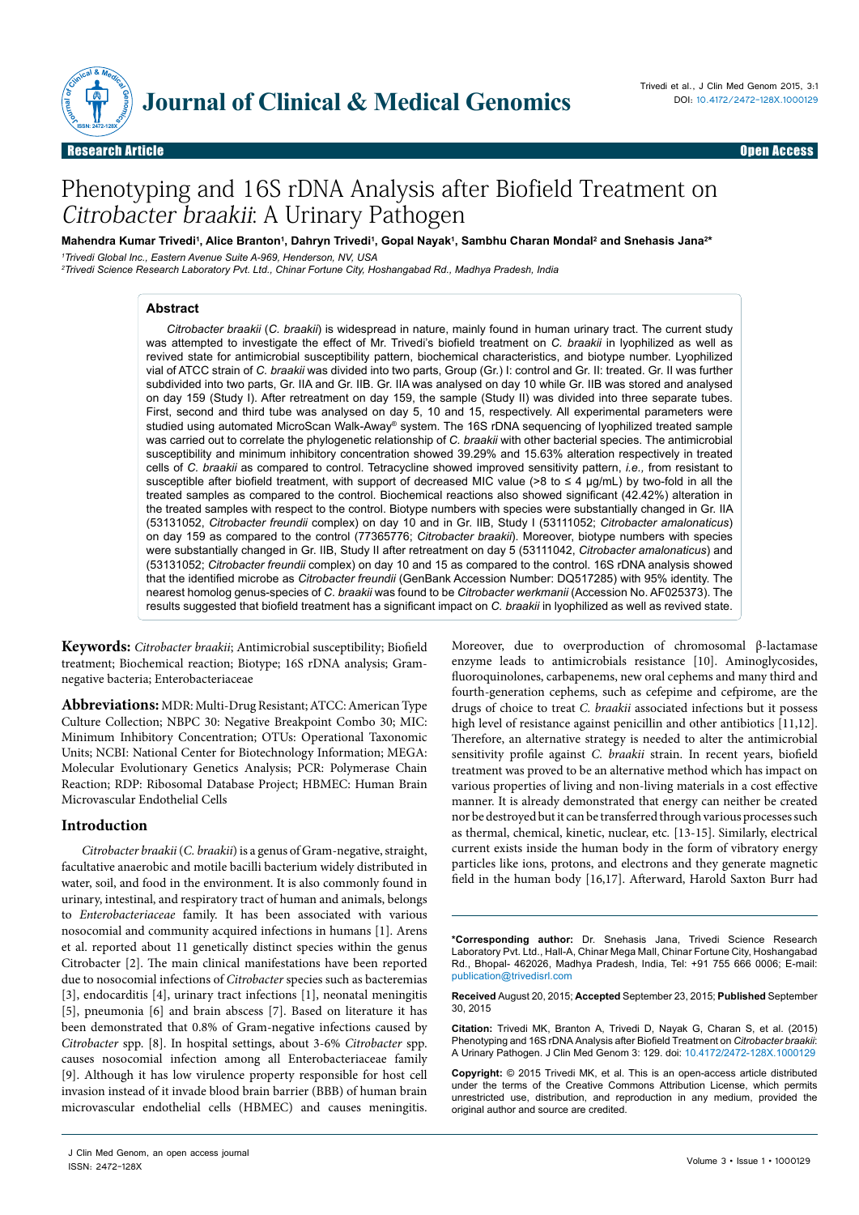Research Article | Open Access

# Phenotyping and 16S rDNA Analysis after Biofield Treatment on *Citrobacter braakii*: A Urinary Pathogen

**Mahendra Kumar Trivedi[1], Alice Branton[1], Dahryn Trivedi[1], Gopal Nayak[1], Sambhu Charan Mondal[2] and Snehasis Jana[2*]**

[1]*Trivedi Global Inc., Eastern Avenue Suite A-969, Henderson, NV, USA*

[2]*Trivedi Science Research Laboratory Pvt. Ltd., Chinar Fortune City, Hoshangabad Rd., Madhya Pradesh, India*

## Abstract

*Citrobacter braakii* (*C. braakii*) is widespread in nature, mainly found in human urinary tract. The current study was attempted to investigate the effect of Mr. Trivedi's biofield treatment on *C. braakii* in lyophilized as well as revived state for antimicrobial susceptibility pattern, biochemical characteristics, and biotype number. Lyophilized vial of ATCC strain of *C. braakii* was divided into two parts, Group (Gr.) I: control and Gr. II: treated. Gr. II was further subdivided into two parts, Gr. IIA and Gr. IIB. Gr. IIA was analysed on day 10 while Gr. IIB was stored and analysed on day 159 (Study I). After retreatment on day 159, the sample (Study II) was divided into three separate tubes. First, second and third tube was analysed on day 5, 10 and 15, respectively. All experimental parameters were studied using automated MicroScan Walk-Away® system. The 16S rDNA sequencing of lyophilized treated sample was carried out to correlate the phylogenetic relationship of *C. braakii* with other bacterial species. The antimicrobial susceptibility and minimum inhibitory concentration showed 39.29% and 15.63% alteration respectively in treated cells of *C. braakii* as compared to control. Tetracycline showed improved sensitivity pattern, *i.e.,* from resistant to susceptible after biofield treatment, with support of decreased MIC value (>8 to ≤ 4 μg/mL) by two-fold in all the treated samples as compared to the control. Biochemical reactions also showed significant (42.42%) alteration in the treated samples with respect to the control. Biotype numbers with species were substantially changed in Gr. IIA (53131052, *Citrobacter freundii* complex) on day 10 and in Gr. IIB, Study I (53111052; *Citrobacter amalonaticus*) on day 159 as compared to the control (77365776; *Citrobacter braakii*). Moreover, biotype numbers with species were substantially changed in Gr. IIB, Study II after retreatment on day 5 (53111042, *Citrobacter amalonaticus*) and (53131052; *Citrobacter freundii* complex) on day 10 and 15 as compared to the control. 16S rDNA analysis showed that the identified microbe as *Citrobacter freundii* (GenBank Accession Number: DQ517285) with 95% identity. The nearest homolog genus-species of *C. braakii* was found to be *Citrobacter werkmanii* (Accession No. AF025373). The results suggested that biofield treatment has a significant impact on *C. braakii* in lyophilized as well as revived state.

**Keywords:** *Citrobacter braakii*; Antimicrobial susceptibility; Biofield treatment; Biochemical reaction; Biotype; 16S rDNA analysis; Gram-negative bacteria; Enterobacteriaceae

**Abbreviations:** MDR: Multi-Drug Resistant; ATCC: American Type Culture Collection; NBPC 30: Negative Breakpoint Combo 30; MIC: Minimum Inhibitory Concentration; OTUs: Operational Taxonomic Units; NCBI: National Center for Biotechnology Information; MEGA: Molecular Evolutionary Genetics Analysis; PCR: Polymerase Chain Reaction; RDP: Ribosomal Database Project; HBMEC: Human Brain Microvascular Endothelial Cells

## Introduction

*Citrobacter braakii* (*C. braakii*) is a genus of Gram-negative, straight, facultative anaerobic and motile bacilli bacterium widely distributed in water, soil, and food in the environment. It is also commonly found in urinary, intestinal, and respiratory tract of human and animals, belongs to *Enterobacteriaceae* family. It has been associated with various nosocomial and community acquired infections in humans [1]. Arens et al. reported about 11 genetically distinct species within the genus Citrobacter [2]. The main clinical manifestations have been reported due to nosocomial infections of *Citrobacter* species such as bacteremias [3], endocarditis [4], urinary tract infections [1], neonatal meningitis [5], pneumonia [6] and brain abscess [7]. Based on literature it has been demonstrated that 0.8% of Gram-negative infections caused by *Citrobacter* spp. [8]. In hospital settings, about 3-6% *Citrobacter* spp. causes nosocomial infection among all Enterobacteriaceae family [9]. Although it has low virulence property responsible for host cell invasion instead of it invade blood brain barrier (BBB) of human brain microvascular endothelial cells (HBMEC) and causes meningitis. Moreover, due to overproduction of chromosomal β-lactamase enzyme leads to antimicrobials resistance [10]. Aminoglycosides, fluoroquinolones, carbapenems, new oral cephems and many third and fourth-generation cephems, such as cefepime and cefpirome, are the drugs of choice to treat *C. braakii* associated infections but it possess high level of resistance against penicillin and other antibiotics [11,12]. Therefore, an alternative strategy is needed to alter the antimicrobial sensitivity profile against *C. braakii* strain. In recent years, biofield treatment was proved to be an alternative method which has impact on various properties of living and non-living materials in a cost effective manner. It is already demonstrated that energy can neither be created nor be destroyed but it can be transferred through various processes such as thermal, chemical, kinetic, nuclear, etc. [13-15]. Similarly, electrical current exists inside the human body in the form of vibratory energy particles like ions, protons, and electrons and they generate magnetic field in the human body [16,17]. Afterward, Harold Saxton Burr had

**\*Corresponding author:** Dr. Snehasis Jana, Trivedi Science Research Laboratory Pvt. Ltd., Hall-A, Chinar Mega Mall, Chinar Fortune City, Hoshangabad Rd., Bhopal- 462026, Madhya Pradesh, India, Tel: +91 755 666 0006; E-mail: publication@trivedisrl.com

**Received** August 20, 2015; **Accepted** September 23, 2015; **Published** September 30, 2015

**Citation:** Trivedi MK, Branton A, Trivedi D, Nayak G, Charan S, et al. (2015) Phenotyping and 16S rDNA Analysis after Biofield Treatment on *Citrobacter braakii*: A Urinary Pathogen. J Clin Med Genom 3: 129. doi: 10.4172/2472-128X.1000129

**Copyright:** © 2015 Trivedi MK, et al. This is an open-access article distributed under the terms of the Creative Commons Attribution License, which permits unrestricted use, distribution, and reproduction in any medium, provided the original author and source are credited.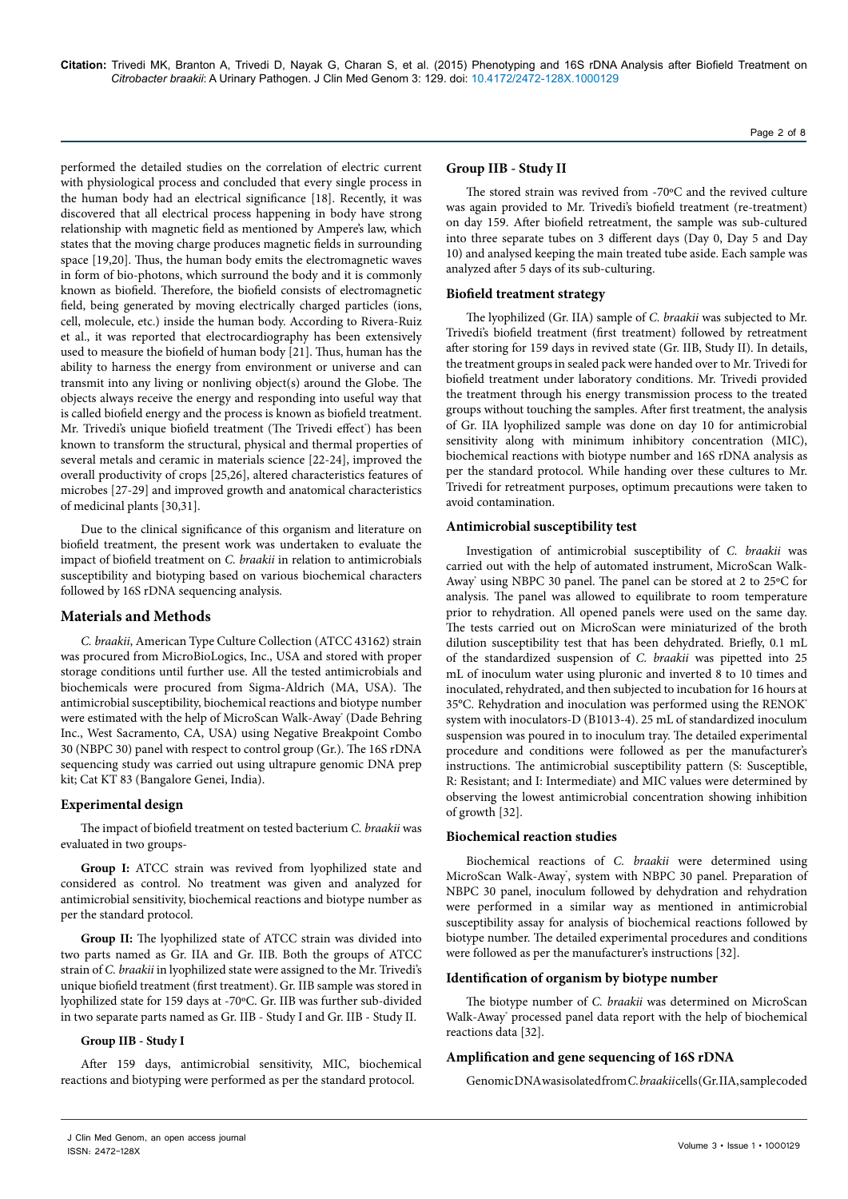performed the detailed studies on the correlation of electric current with physiological process and concluded that every single process in the human body had an electrical significance [18]. Recently, it was discovered that all electrical process happening in body have strong relationship with magnetic field as mentioned by Ampere's law, which states that the moving charge produces magnetic fields in surrounding space [19,20]. Thus, the human body emits the electromagnetic waves in form of bio-photons, which surround the body and it is commonly known as biofield. Therefore, the biofield consists of electromagnetic field, being generated by moving electrically charged particles (ions, cell, molecule, etc.) inside the human body. According to Rivera-Ruiz et al., it was reported that electrocardiography has been extensively used to measure the biofield of human body [21]. Thus, human has the ability to harness the energy from environment or universe and can transmit into any living or nonliving object(s) around the Globe. The objects always receive the energy and responding into useful way that is called biofield energy and the process is known as biofield treatment. Mr. Trivedi's unique biofield treatment (The Trivedi effect®) has been known to transform the structural, physical and thermal properties of several metals and ceramic in materials science [22-24], improved the overall productivity of crops [25,26], altered characteristics features of microbes [27-29] and improved growth and anatomical characteristics of medicinal plants [30,31].

Due to the clinical significance of this organism and literature on biofield treatment, the present work was undertaken to evaluate the impact of biofield treatment on *C. braakii* in relation to antimicrobials susceptibility and biotyping based on various biochemical characters followed by 16S rDNA sequencing analysis.

## Materials and Methods

*C. braakii*, American Type Culture Collection (ATCC 43162) strain was procured from MicroBioLogics, Inc., USA and stored with proper storage conditions until further use. All the tested antimicrobials and biochemicals were procured from Sigma-Aldrich (MA, USA). The antimicrobial susceptibility, biochemical reactions and biotype number were estimated with the help of MicroScan Walk-Away® (Dade Behring Inc., West Sacramento, CA, USA) using Negative Breakpoint Combo 30 (NBPC 30) panel with respect to control group (Gr.). The 16S rDNA sequencing study was carried out using ultrapure genomic DNA prep kit; Cat KT 83 (Bangalore Genei, India).

### Experimental design

The impact of biofield treatment on tested bacterium *C. braakii* was evaluated in two groups-

**Group I:** ATCC strain was revived from lyophilized state and considered as control. No treatment was given and analyzed for antimicrobial sensitivity, biochemical reactions and biotype number as per the standard protocol.

**Group II:** The lyophilized state of ATCC strain was divided into two parts named as Gr. IIA and Gr. IIB. Both the groups of ATCC strain of *C. braakii* in lyophilized state were assigned to the Mr. Trivedi's unique biofield treatment (first treatment). Gr. IIB sample was stored in lyophilized state for 159 days at -70ºC. Gr. IIB was further sub-divided in two separate parts named as Gr. IIB - Study I and Gr. IIB - Study II.

**Group IIB - Study I**

After 159 days, antimicrobial sensitivity, MIC, biochemical reactions and biotyping were performed as per the standard protocol.

**Group IIB - Study II**

The stored strain was revived from -70ºC and the revived culture was again provided to Mr. Trivedi's biofield treatment (re-treatment) on day 159. After biofield retreatment, the sample was sub-cultured into three separate tubes on 3 different days (Day 0, Day 5 and Day 10) and analysed keeping the main treated tube aside. Each sample was analyzed after 5 days of its sub-culturing.

### Biofield treatment strategy

The lyophilized (Gr. IIA) sample of *C. braakii* was subjected to Mr. Trivedi's biofield treatment (first treatment) followed by retreatment after storing for 159 days in revived state (Gr. IIB, Study II). In details, the treatment groups in sealed pack were handed over to Mr. Trivedi for biofield treatment under laboratory conditions. Mr. Trivedi provided the treatment through his energy transmission process to the treated groups without touching the samples. After first treatment, the analysis of Gr. IIA lyophilized sample was done on day 10 for antimicrobial sensitivity along with minimum inhibitory concentration (MIC), biochemical reactions with biotype number and 16S rDNA analysis as per the standard protocol. While handing over these cultures to Mr. Trivedi for retreatment purposes, optimum precautions were taken to avoid contamination.

### Antimicrobial susceptibility test

Investigation of antimicrobial susceptibility of *C. braakii* was carried out with the help of automated instrument, MicroScan Walk-Away® using NBPC 30 panel. The panel can be stored at 2 to 25ºC for analysis. The panel was allowed to equilibrate to room temperature prior to rehydration. All opened panels were used on the same day. The tests carried out on MicroScan were miniaturized of the broth dilution susceptibility test that has been dehydrated. Briefly, 0.1 mL of the standardized suspension of *C. braakii* was pipetted into 25 mL of inoculum water using pluronic and inverted 8 to 10 times and inoculated, rehydrated, and then subjected to incubation for 16 hours at 35°C. Rehydration and inoculation was performed using the RENOK® system with inoculators-D (B1013-4). 25 mL of standardized inoculum suspension was poured in to inoculum tray. The detailed experimental procedure and conditions were followed as per the manufacturer's instructions. The antimicrobial susceptibility pattern (S: Susceptible, R: Resistant; and I: Intermediate) and MIC values were determined by observing the lowest antimicrobial concentration showing inhibition of growth [32].

### Biochemical reaction studies

Biochemical reactions of *C. braakii* were determined using MicroScan Walk-Away®, system with NBPC 30 panel. Preparation of NBPC 30 panel, inoculum followed by dehydration and rehydration were performed in a similar way as mentioned in antimicrobial susceptibility assay for analysis of biochemical reactions followed by biotype number. The detailed experimental procedures and conditions were followed as per the manufacturer's instructions [32].

### Identification of organism by biotype number

The biotype number of *C. braakii* was determined on MicroScan Walk-Away® processed panel data report with the help of biochemical reactions data [32].

### Amplification and gene sequencing of 16S rDNA

Genomic DNA was isolated from *C. braakii* cells (Gr. IIA, sample coded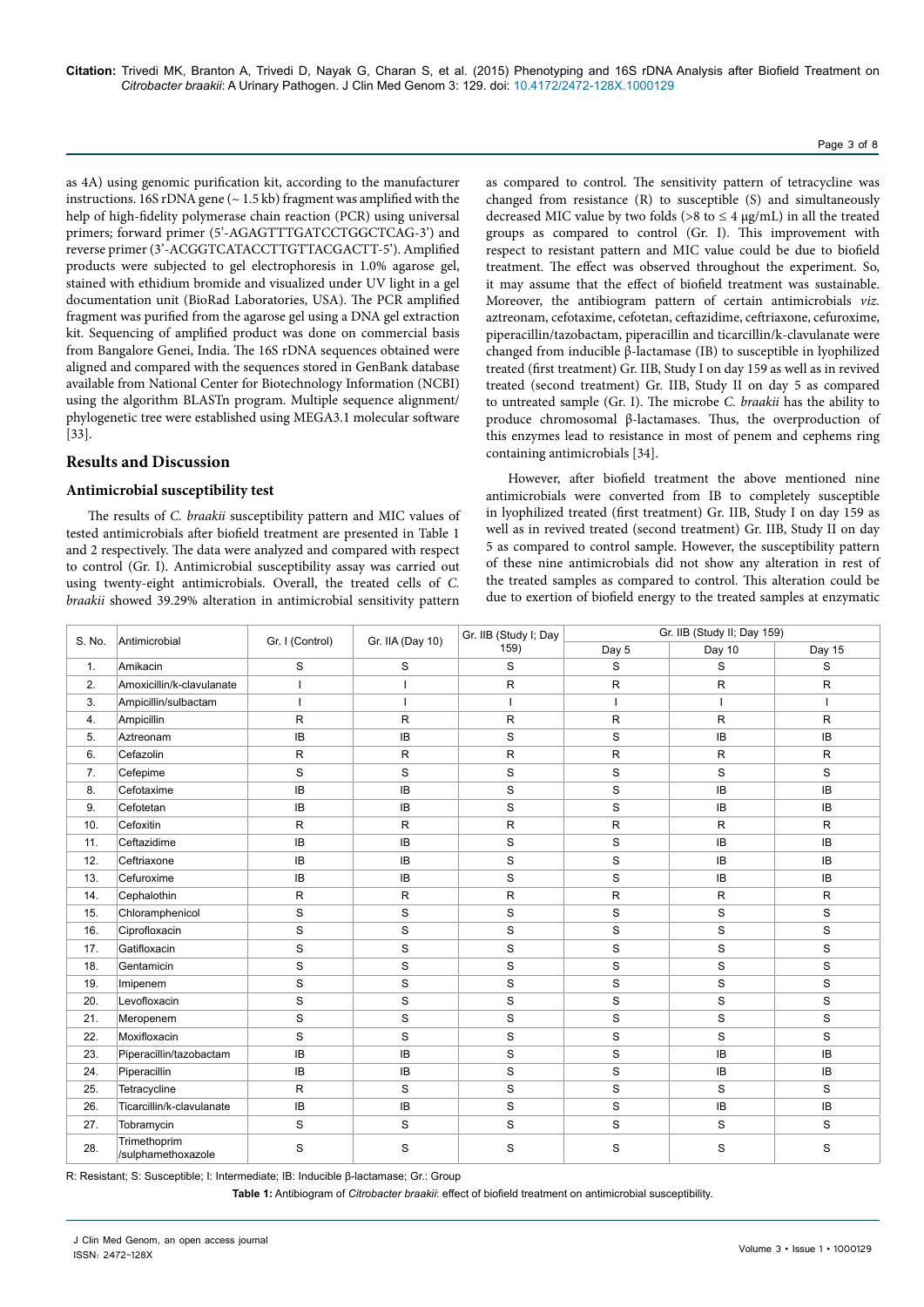as 4A) using genomic purification kit, according to the manufacturer instructions. 16S rDNA gene (~ 1.5 kb) fragment was amplified with the help of high-fidelity polymerase chain reaction (PCR) using universal primers; forward primer (5'-AGAGTTTGATCCTGGCTCAG-3') and reverse primer (3'-ACGGTCATACCTTGTTACGACTT-5'). Amplified products were subjected to gel electrophoresis in 1.0% agarose gel, stained with ethidium bromide and visualized under UV light in a gel documentation unit (BioRad Laboratories, USA). The PCR amplified fragment was purified from the agarose gel using a DNA gel extraction kit. Sequencing of amplified product was done on commercial basis from Bangalore Genei, India. The 16S rDNA sequences obtained were aligned and compared with the sequences stored in GenBank database available from National Center for Biotechnology Information (NCBI) using the algorithm BLASTn program. Multiple sequence alignment/phylogenetic tree were established using MEGA3.1 molecular software [33].

## Results and Discussion

### Antimicrobial susceptibility test

The results of *C. braakii* susceptibility pattern and MIC values of tested antimicrobials after biofield treatment are presented in Table 1 and 2 respectively. The data were analyzed and compared with respect to control (Gr. I). Antimicrobial susceptibility assay was carried out using twenty-eight antimicrobials. Overall, the treated cells of *C. braakii* showed 39.29% alteration in antimicrobial sensitivity pattern as compared to control. The sensitivity pattern of tetracycline was changed from resistance (R) to susceptible (S) and simultaneously decreased MIC value by two folds (>8 to ≤ 4 μg/mL) in all the treated groups as compared to control (Gr. I). This improvement with respect to resistant pattern and MIC value could be due to biofield treatment. The effect was observed throughout the experiment. So, it may assume that the effect of biofield treatment was sustainable. Moreover, the antibiogram pattern of certain antimicrobials *viz.* aztreonam, cefotaxime, cefotetan, ceftazidime, ceftriaxone, cefuroxime, piperacillin/tazobactam, piperacillin and ticarcillin/k-clavulanate were changed from inducible β-lactamase (IB) to susceptible in lyophilized treated (first treatment) Gr. IIB, Study I on day 159 as well as in revived treated (second treatment) Gr. IIB, Study II on day 5 as compared to untreated sample (Gr. I). The microbe *C. braakii* has the ability to produce chromosomal β-lactamases. Thus, the overproduction of this enzymes lead to resistance in most of penem and cephems ring containing antimicrobials [34].

However, after biofield treatment the above mentioned nine antimicrobials were converted from IB to completely susceptible in lyophilized treated (first treatment) Gr. IIB, Study I on day 159 as well as in revived treated (second treatment) Gr. IIB, Study II on day 5 as compared to control sample. However, the susceptibility pattern of these nine antimicrobials did not show any alteration in rest of the treated samples as compared to control. This alteration could be due to exertion of biofield energy to the treated samples at enzymatic

| S. No. | Antimicrobial | Gr. I (Control) | Gr. IIA (Day 10) | Gr. IIB (Study I; Day 159) | Gr. IIB (Study II; Day 159) | | |
|---|---|---|---|---|---|---|---|
| | | | | | Day 5 | Day 10 | Day 15 |
| 1. | Amikacin | S | S | S | S | S | S |
| 2. | Amoxicillin/k-clavulanate | I | I | R | R | R | R |
| 3. | Ampicillin/sulbactam | I | I | I | I | I | I |
| 4. | Ampicillin | R | R | R | R | R | R |
| 5. | Aztreonam | IB | IB | S | S | IB | IB |
| 6. | Cefazolin | R | R | R | R | R | R |
| 7. | Cefepime | S | S | S | S | S | S |
| 8. | Cefotaxime | IB | IB | S | S | IB | IB |
| 9. | Cefotetan | IB | IB | S | S | IB | IB |
| 10. | Cefoxitin | R | R | R | R | R | R |
| 11. | Ceftazidime | IB | IB | S | S | IB | IB |
| 12. | Ceftriaxone | IB | IB | S | S | IB | IB |
| 13. | Cefuroxime | IB | IB | S | S | IB | IB |
| 14. | Cephalothin | R | R | R | R | R | R |
| 15. | Chloramphenicol | S | S | S | S | S | S |
| 16. | Ciprofloxacin | S | S | S | S | S | S |
| 17. | Gatifloxacin | S | S | S | S | S | S |
| 18. | Gentamicin | S | S | S | S | S | S |
| 19. | Imipenem | S | S | S | S | S | S |
| 20. | Levofloxacin | S | S | S | S | S | S |
| 21. | Meropenem | S | S | S | S | S | S |
| 22. | Moxifloxacin | S | S | S | S | S | S |
| 23. | Piperacillin/tazobactam | IB | IB | S | S | IB | IB |
| 24. | Piperacillin | IB | IB | S | S | IB | IB |
| 25. | Tetracycline | R | S | S | S | S | S |
| 26. | Ticarcillin/k-clavulanate | IB | IB | S | S | IB | IB |
| 27. | Tobramycin | S | S | S | S | S | S |
| 28. | Trimethoprim /sulphamethoxazole | S | S | S | S | S | S |

R: Resistant; S: Susceptible; I: Intermediate; IB: Inducible β-lactamase; Gr.: Group

**Table 1:** Antibiogram of *Citrobacter braakii*: effect of biofield treatment on antimicrobial susceptibility.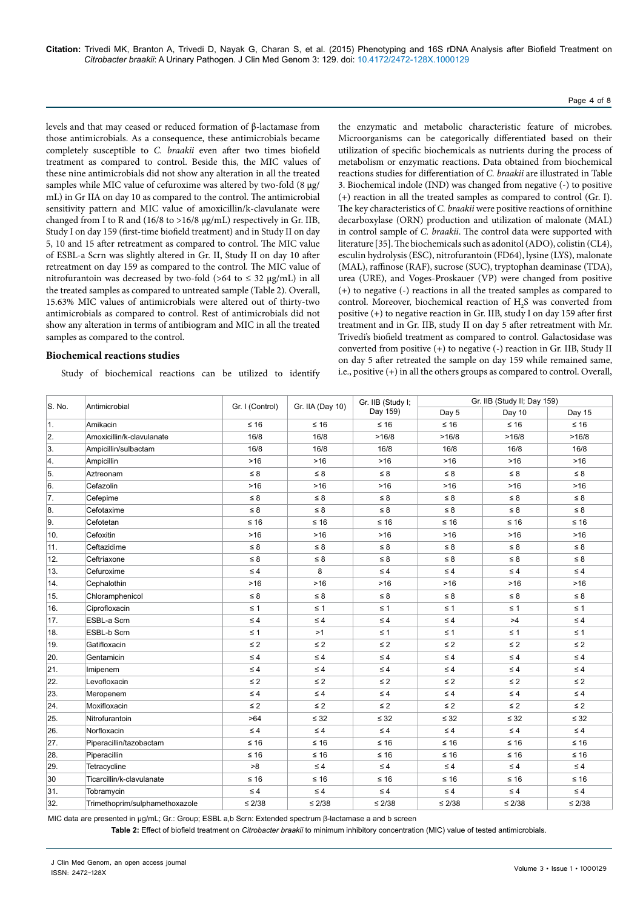levels and that may ceased or reduced formation of β-lactamase from those antimicrobials. As a consequence, these antimicrobials became completely susceptible to *C. braakii* even after two times biofield treatment as compared to control. Beside this, the MIC values of these nine antimicrobials did not show any alteration in all the treated samples while MIC value of cefuroxime was altered by two-fold (8 µg/mL) in Gr IIA on day 10 as compared to the control. The antimicrobial sensitivity pattern and MIC value of amoxicillin/k-clavulanate were changed from I to R and (16/8 to >16/8 µg/mL) respectively in Gr. IIB, Study I on day 159 (first-time biofield treatment) and in Study II on day 5, 10 and 15 after retreatment as compared to control. The MIC value of ESBL-a Scrn was slightly altered in Gr. II, Study II on day 10 after retreatment on day 159 as compared to the control. The MIC value of nitrofurantoin was decreased by two-fold (>64 to ≤ 32 µg/mL) in all the treated samples as compared to untreated sample (Table 2). Overall, 15.63% MIC values of antimicrobials were altered out of thirty-two antimicrobials as compared to control. Rest of antimicrobials did not show any alteration in terms of antibiogram and MIC in all the treated samples as compared to the control.

### Biochemical reactions studies

Study of biochemical reactions can be utilized to identify the enzymatic and metabolic characteristic feature of microbes. Microorganisms can be categorically differentiated based on their utilization of specific biochemicals as nutrients during the process of metabolism or enzymatic reactions. Data obtained from biochemical reactions studies for differentiation of *C. braakii* are illustrated in Table 3. Biochemical indole (IND) was changed from negative (-) to positive (+) reaction in all the treated samples as compared to control (Gr. I). The key characteristics of *C. braakii* were positive reactions of ornithine decarboxylase (ORN) production and utilization of malonate (MAL) in control sample of *C. braakii*. The control data were supported with literature [35]. The biochemicals such as adonitol (ADO), colistin (CL4), esculin hydrolysis (ESC), nitrofurantoin (FD64), lysine (LYS), malonate (MAL), raffinose (RAF), sucrose (SUC), tryptophan deaminase (TDA), urea (URE), and Voges-Proskauer (VP) were changed from positive (+) to negative (-) reactions in all the treated samples as compared to control. Moreover, biochemical reaction of $H_2S$ was converted from positive (+) to negative reaction in Gr. IIB, study I on day 159 after first treatment and in Gr. IIB, study II on day 5 after retreatment with Mr. Trivedi's biofield treatment as compared to control. Galactosidase was converted from positive (+) to negative (-) reaction in Gr. IIB, Study II on day 5 after retreated the sample on day 159 while remained same, i.e., positive (+) in all the others groups as compared to control. Overall,

| S. No. | Antimicrobial | Gr. I (Control) | Gr. IIA (Day 10) | Gr. IIB (Study I; Day 159) | Gr. IIB (Study II; Day 159) | | |
|---|---|---|---|---|---|---|---|
| | | | | | Day 5 | Day 10 | Day 15 |
| 1. | Amikacin | ≤ 16 | ≤ 16 | ≤ 16 | ≤ 16 | ≤ 16 | ≤ 16 |
| 2. | Amoxicillin/k-clavulanate | 16/8 | 16/8 | >16/8 | >16/8 | >16/8 | >16/8 |
| 3. | Ampicillin/sulbactam | 16/8 | 16/8 | 16/8 | 16/8 | 16/8 | 16/8 |
| 4. | Ampicillin | >16 | >16 | >16 | >16 | >16 | >16 |
| 5. | Aztreonam | ≤ 8 | ≤ 8 | ≤ 8 | ≤ 8 | ≤ 8 | ≤ 8 |
| 6. | Cefazolin | >16 | >16 | >16 | >16 | >16 | >16 |
| 7. | Cefepime | ≤ 8 | ≤ 8 | ≤ 8 | ≤ 8 | ≤ 8 | ≤ 8 |
| 8. | Cefotaxime | ≤ 8 | ≤ 8 | ≤ 8 | ≤ 8 | ≤ 8 | ≤ 8 |
| 9. | Cefotetan | ≤ 16 | ≤ 16 | ≤ 16 | ≤ 16 | ≤ 16 | ≤ 16 |
| 10. | Cefoxitin | >16 | >16 | >16 | >16 | >16 | >16 |
| 11. | Ceftazidime | ≤ 8 | ≤ 8 | ≤ 8 | ≤ 8 | ≤ 8 | ≤ 8 |
| 12. | Ceftriaxone | ≤ 8 | ≤ 8 | ≤ 8 | ≤ 8 | ≤ 8 | ≤ 8 |
| 13. | Cefuroxime | ≤ 4 | 8 | ≤ 4 | ≤ 4 | ≤ 4 | ≤ 4 |
| 14. | Cephalothin | >16 | >16 | >16 | >16 | >16 | >16 |
| 15. | Chloramphenicol | ≤ 8 | ≤ 8 | ≤ 8 | ≤ 8 | ≤ 8 | ≤ 8 |
| 16. | Ciprofloxacin | ≤ 1 | ≤ 1 | ≤ 1 | ≤ 1 | ≤ 1 | ≤ 1 |
| 17. | ESBL-a Scrn | ≤ 4 | ≤ 4 | ≤ 4 | ≤ 4 | >4 | ≤ 4 |
| 18. | ESBL-b Scrn | ≤ 1 | >1 | ≤ 1 | ≤ 1 | ≤ 1 | ≤ 1 |
| 19. | Gatifloxacin | ≤ 2 | ≤ 2 | ≤ 2 | ≤ 2 | ≤ 2 | ≤ 2 |
| 20. | Gentamicin | ≤ 4 | ≤ 4 | ≤ 4 | ≤ 4 | ≤ 4 | ≤ 4 |
| 21. | Imipenem | ≤ 4 | ≤ 4 | ≤ 4 | ≤ 4 | ≤ 4 | ≤ 4 |
| 22. | Levofloxacin | ≤ 2 | ≤ 2 | ≤ 2 | ≤ 2 | ≤ 2 | ≤ 2 |
| 23. | Meropenem | ≤ 4 | ≤ 4 | ≤ 4 | ≤ 4 | ≤ 4 | ≤ 4 |
| 24. | Moxifloxacin | ≤ 2 | ≤ 2 | ≤ 2 | ≤ 2 | ≤ 2 | ≤ 2 |
| 25. | Nitrofurantoin | >64 | ≤ 32 | ≤ 32 | ≤ 32 | ≤ 32 | ≤ 32 |
| 26. | Norfloxacin | ≤ 4 | ≤ 4 | ≤ 4 | ≤ 4 | ≤ 4 | ≤ 4 |
| 27. | Piperacillin/tazobactam | ≤ 16 | ≤ 16 | ≤ 16 | ≤ 16 | ≤ 16 | ≤ 16 |
| 28. | Piperacillin | ≤ 16 | ≤ 16 | ≤ 16 | ≤ 16 | ≤ 16 | ≤ 16 |
| 29. | Tetracycline | >8 | ≤ 4 | ≤ 4 | ≤ 4 | ≤ 4 | ≤ 4 |
| 30 | Ticarcillin/k-clavulanate | ≤ 16 | ≤ 16 | ≤ 16 | ≤ 16 | ≤ 16 | ≤ 16 |
| 31. | Tobramycin | ≤ 4 | ≤ 4 | ≤ 4 | ≤ 4 | ≤ 4 | ≤ 4 |
| 32. | Trimethoprim/sulphamethoxazole | ≤ 2/38 | ≤ 2/38 | ≤ 2/38 | ≤ 2/38 | ≤ 2/38 | ≤ 2/38 |

MIC data are presented in µg/mL; Gr.: Group; ESBL a,b Scrn: Extended spectrum β-lactamase a and b screen

**Table 2:** Effect of biofield treatment on *Citrobacter braakii* to minimum inhibitory concentration (MIC) value of tested antimicrobials.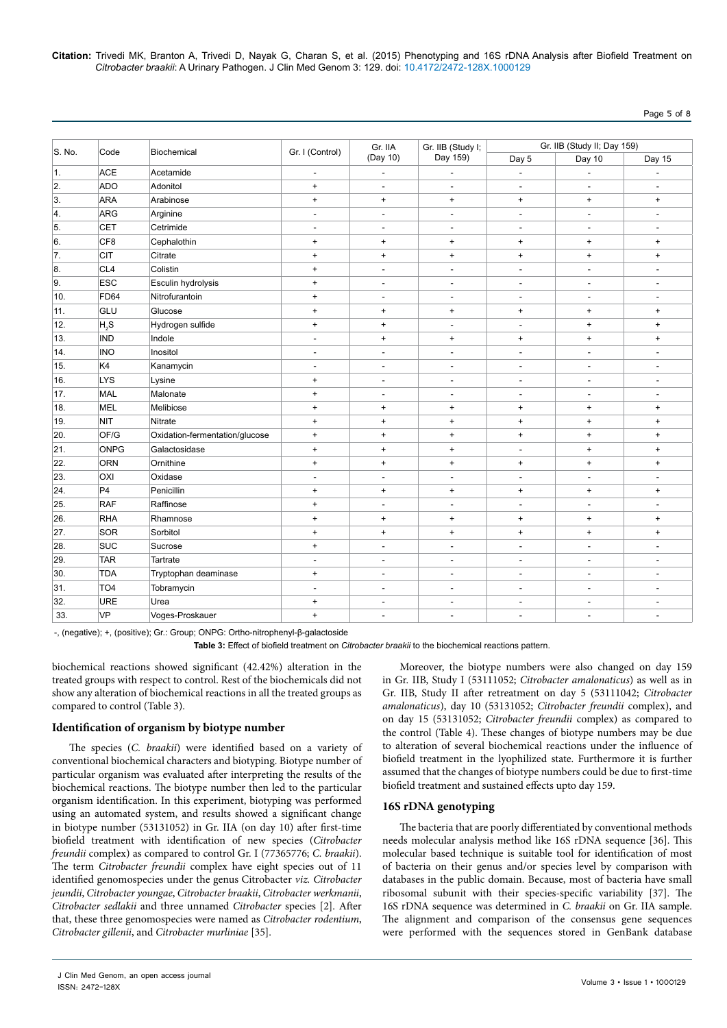| S. No. | Code | Biochemical | Gr. I (Control) | Gr. IIA (Day 10) | Gr. IIB (Study I; Day 159) | Gr. IIB (Study II; Day 159) | | |
|---|---|---|---|---|---|---|---|---|
| | | | | | | Day 5 | Day 10 | Day 15 |
| 1. | ACE | Acetamide | - | - | - | - | - | - |
| 2. | ADO | Adonitol | + | - | - | - | - | - |
| 3. | ARA | Arabinose | + | + | + | + | + | + |
| 4. | ARG | Arginine | - | - | - | - | - | - |
| 5. | CET | Cetrimide | - | - | - | - | - | - |
| 6. | CF8 | Cephalothin | + | + | + | + | + | + |
| 7. | CIT | Citrate | + | + | + | + | + | + |
| 8. | CL4 | Colistin | + | - | - | - | - | - |
| 9. | ESC | Esculin hydrolysis | + | - | - | - | - | - |
| 10. | FD64 | Nitrofurantoin | + | - | - | - | - | - |
| 11. | GLU | Glucose | + | + | + | + | + | + |
| 12. | $H_2S$ | Hydrogen sulfide | + | + | - | - | + | + |
| 13. | IND | Indole | - | + | + | + | + | + |
| 14. | INO | Inositol | - | - | - | - | - | - |
| 15. | K4 | Kanamycin | - | - | - | - | - | - |
| 16. | LYS | Lysine | + | - | - | - | - | - |
| 17. | MAL | Malonate | + | - | - | - | - | - |
| 18. | MEL | Melibiose | + | + | + | + | + | + |
| 19. | NIT | Nitrate | + | + | + | + | + | + |
| 20. | OF/G | Oxidation-fermentation/glucose | + | + | + | + | + | + |
| 21. | ONPG | Galactosidase | + | + | + | - | + | + |
| 22. | ORN | Ornithine | + | + | + | + | + | + |
| 23. | OXI | Oxidase | - | - | - | - | - | - |
| 24. | P4 | Penicillin | + | + | + | + | + | + |
| 25. | RAF | Raffinose | + | - | - | - | - | - |
| 26. | RHA | Rhamnose | + | + | + | + | + | + |
| 27. | SOR | Sorbitol | + | + | + | + | + | + |
| 28. | SUC | Sucrose | + | - | - | - | - | - |
| 29. | TAR | Tartrate | - | - | - | - | - | - |
| 30. | TDA | Tryptophan deaminase | + | - | - | - | - | - |
| 31. | TO4 | Tobramycin | - | - | - | - | - | - |
| 32. | URE | Urea | + | - | - | - | - | - |
| 33. | VP | Voges-Proskauer | + | - | - | - | - | - |

-, (negative); +, (positive); Gr.: Group; ONPG: Ortho-nitrophenyl-β-galactoside

**Table 3:** Effect of biofield treatment on *Citrobacter braakii* to the biochemical reactions pattern.

biochemical reactions showed significant (42.42%) alteration in the treated groups with respect to control. Rest of the biochemicals did not show any alteration of biochemical reactions in all the treated groups as compared to control (Table 3).

### Identification of organism by biotype number

The species (*C. braakii*) were identified based on a variety of conventional biochemical characters and biotyping. Biotype number of particular organism was evaluated after interpreting the results of the biochemical reactions. The biotype number then led to the particular organism identification. In this experiment, biotyping was performed using an automated system, and results showed a significant change in biotype number (53131052) in Gr. IIA (on day 10) after first-time biofield treatment with identification of new species (*Citrobacter freundii* complex) as compared to control Gr. I (77365776; *C. braakii*). The term *Citrobacter freundii* complex have eight species out of 11 identified genomospecies under the genus Citrobacter *viz. Citrobacter jeundii*, *Citrobacter youngae*, *Citrobacter braakii*, *Citrobacter werkmanii*, *Citrobacter sedlakii* and three unnamed *Citrobacter* species [2]. After that, these three genomospecies were named as *Citrobacter rodentium*, *Citrobacter gillenii*, and *Citrobacter murliniae* [35].

Moreover, the biotype numbers were also changed on day 159 in Gr. IIB, Study I (53111052; *Citrobacter amalonaticus*) as well as in Gr. IIB, Study II after retreatment on day 5 (53111042; *Citrobacter amalonaticus*), day 10 (53131052; *Citrobacter freundii* complex), and on day 15 (53131052; *Citrobacter freundii* complex) as compared to the control (Table 4). These changes of biotype numbers may be due to alteration of several biochemical reactions under the influence of biofield treatment in the lyophilized state. Furthermore it is further assumed that the changes of biotype numbers could be due to first-time biofield treatment and sustained effects upto day 159.

### 16S rDNA genotyping

The bacteria that are poorly differentiated by conventional methods needs molecular analysis method like 16S rDNA sequence [36]. This molecular based technique is suitable tool for identification of most of bacteria on their genus and/or species level by comparison with databases in the public domain. Because, most of bacteria have small ribosomal subunit with their species-specific variability [37]. The 16S rDNA sequence was determined in *C. braakii* on Gr. IIA sample. The alignment and comparison of the consensus gene sequences were performed with the sequences stored in GenBank database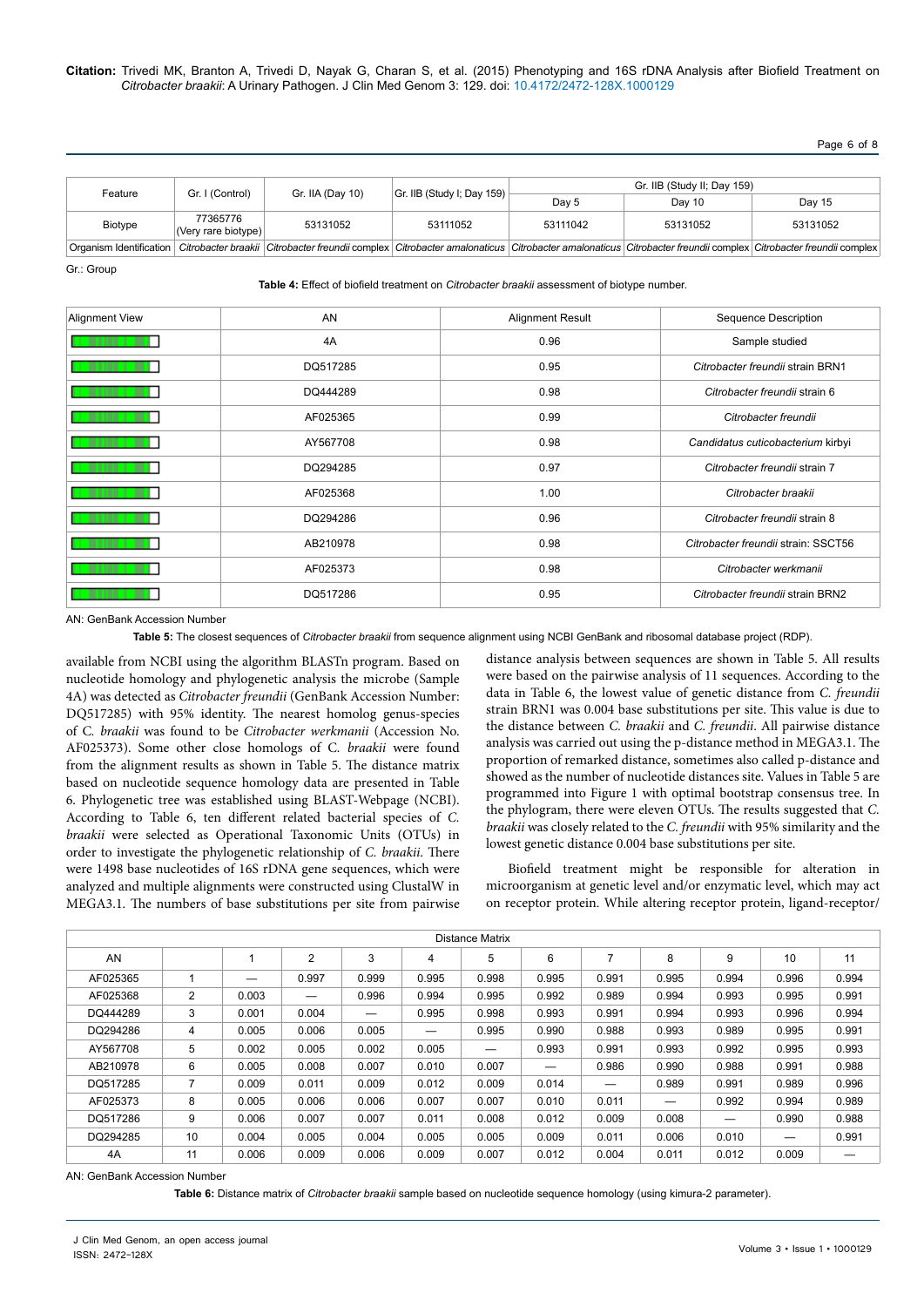| Feature | Gr. I (Control) | Gr. IIA (Day 10) | Gr. IIB (Study I; Day 159) | Gr. IIB (Study II; Day 159) | | |
|---|---|---|---|---|---|---|
| | | | | Day 5 | Day 10 | Day 15 |
| Biotype | 77365776 (Very rare biotype) | 53131052 | 53111052 | 53111042 | 53131052 | 53131052 |
| Organism Identification | *Citrobacter braakii* | *Citrobacter freundii* complex | *Citrobacter amalonaticus* | *Citrobacter amalonaticus* | *Citrobacter freundii* complex | *Citrobacter freundii* complex |

Gr.: Group

**Table 4:** Effect of biofield treatment on *Citrobacter braakii* assessment of biotype number.

| Alignment View | AN | Alignment Result | Sequence Description |
|---|---|---|---|
| | 4A | 0.96 | Sample studied |
| | DQ517285 | 0.95 | *Citrobacter freundii* strain BRN1 |
| | DQ444289 | 0.98 | *Citrobacter freundii* strain 6 |
| | AF025365 | 0.99 | *Citrobacter freundii* |
| | AY567708 | 0.98 | *Candidatus cuticobacterium* kirbyi |
| | DQ294285 | 0.97 | *Citrobacter freundii* strain 7 |
| | AF025368 | 1.00 | *Citrobacter braakii* |
| | DQ294286 | 0.96 | *Citrobacter freundii* strain 8 |
| | AB210978 | 0.98 | *Citrobacter freundii* strain: SSCT56 |
| | AF025373 | 0.98 | *Citrobacter werkmanii* |
| | DQ517286 | 0.95 | *Citrobacter freundii* strain BRN2 |

AN: GenBank Accession Number

**Table 5:** The closest sequences of *Citrobacter braakii* from sequence alignment using NCBI GenBank and ribosomal database project (RDP).

available from NCBI using the algorithm BLASTn program. Based on nucleotide homology and phylogenetic analysis the microbe (Sample 4A) was detected as *Citrobacter freundii* (GenBank Accession Number: DQ517285) with 95% identity. The nearest homolog genus-species of *C. braakii* was found to be *Citrobacter werkmanii* (Accession No. AF025373). Some other close homologs of *C. braakii* were found from the alignment results as shown in Table 5. The distance matrix based on nucleotide sequence homology data are presented in Table 6. Phylogenetic tree was established using BLAST-Webpage (NCBI). According to Table 6, ten different related bacterial species of *C. braakii* were selected as Operational Taxonomic Units (OTUs) in order to investigate the phylogenetic relationship of *C. braakii*. There were 1498 base nucleotides of 16S rDNA gene sequences, which were analyzed and multiple alignments were constructed using ClustalW in MEGA3.1. The numbers of base substitutions per site from pairwise distance analysis between sequences are shown in Table 5. All results were based on the pairwise analysis of 11 sequences. According to the data in Table 6, the lowest value of genetic distance from *C. freundii* strain BRN1 was 0.004 base substitutions per site. This value is due to the distance between *C. braakii* and *C. freundii*. All pairwise distance analysis was carried out using the p-distance method in MEGA3.1. The proportion of remarked distance, sometimes also called p-distance and showed as the number of nucleotide distances site. Values in Table 5 are programmed into Figure 1 with optimal bootstrap consensus tree. In the phylogram, there were eleven OTUs. The results suggested that *C. braakii* was closely related to the *C. freundii* with 95% similarity and the lowest genetic distance 0.004 base substitutions per site.

Biofield treatment might be responsible for alteration in microorganism at genetic level and/or enzymatic level, which may act on receptor protein. While altering receptor protein, ligand-receptor/

| AN | | 1 | 2 | 3 | 4 | 5 | 6 | 7 | 8 | 9 | 10 | 11 |
|---|---|---|---|---|---|---|---|---|---|---|---|---|
| AF025365 | 1 | — | 0.997 | 0.999 | 0.995 | 0.998 | 0.995 | 0.991 | 0.995 | 0.994 | 0.996 | 0.994 |
| AF025368 | 2 | 0.003 | — | 0.996 | 0.994 | 0.995 | 0.992 | 0.989 | 0.994 | 0.993 | 0.995 | 0.991 |
| DQ444289 | 3 | 0.001 | 0.004 | — | 0.995 | 0.998 | 0.993 | 0.991 | 0.994 | 0.993 | 0.996 | 0.994 |
| DQ294286 | 4 | 0.005 | 0.006 | 0.005 | — | 0.995 | 0.990 | 0.988 | 0.993 | 0.989 | 0.995 | 0.991 |
| AY567708 | 5 | 0.002 | 0.005 | 0.002 | 0.005 | — | 0.993 | 0.991 | 0.993 | 0.992 | 0.995 | 0.993 |
| AB210978 | 6 | 0.005 | 0.008 | 0.007 | 0.010 | 0.007 | — | 0.986 | 0.990 | 0.988 | 0.991 | 0.988 |
| DQ517285 | 7 | 0.009 | 0.011 | 0.009 | 0.012 | 0.009 | 0.014 | — | 0.989 | 0.991 | 0.989 | 0.996 |
| AF025373 | 8 | 0.005 | 0.006 | 0.006 | 0.007 | 0.007 | 0.010 | 0.011 | — | 0.992 | 0.994 | 0.989 |
| DQ517286 | 9 | 0.006 | 0.007 | 0.007 | 0.011 | 0.008 | 0.012 | 0.009 | 0.008 | — | 0.990 | 0.988 |
| DQ294285 | 10 | 0.004 | 0.005 | 0.004 | 0.005 | 0.005 | 0.009 | 0.011 | 0.006 | 0.010 | — | 0.991 |
| 4A | 11 | 0.006 | 0.009 | 0.006 | 0.009 | 0.007 | 0.012 | 0.004 | 0.011 | 0.012 | 0.009 | — |

AN: GenBank Accession Number

**Table 6:** Distance matrix of *Citrobacter braakii* sample based on nucleotide sequence homology (using kimura-2 parameter).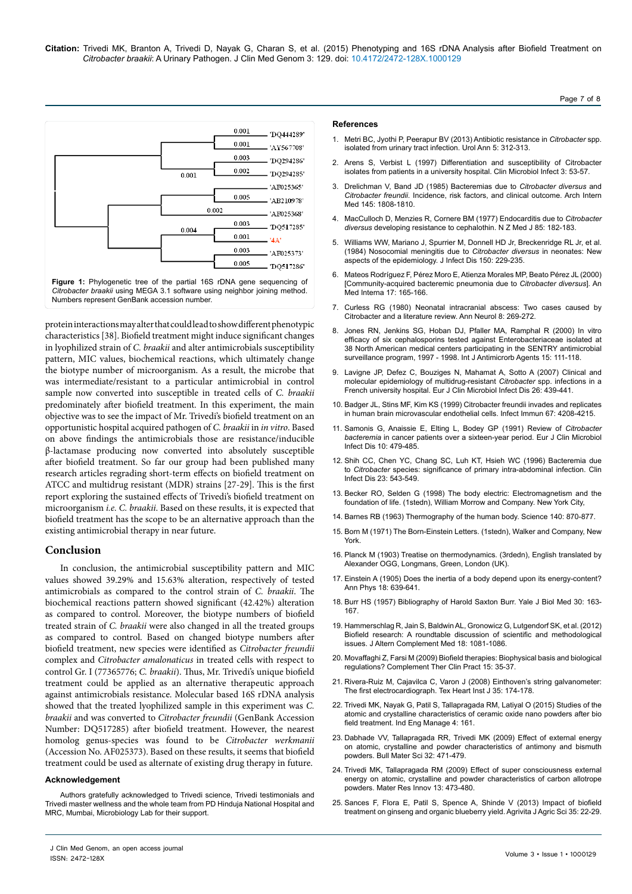Figure 1: Phylogenetic tree of the partial 16S rDNA gene sequencing of *Citrobacter braakii* using MEGA 3.1 software using neighbor joining method. Numbers represent GenBank accession number.

protein interactions may alter that could lead to show different phenotypic characteristics [38]. Biofield treatment might induce significant changes in lyophilized strain of *C. braakii* and alter antimicrobials susceptibility pattern, MIC values, biochemical reactions, which ultimately change the biotype number of microorganism. As a result, the microbe that was intermediate/resistant to a particular antimicrobial in control sample now converted into susceptible in treated cells of *C. braakii* predominately after biofield treatment. In this experiment, the main objective was to see the impact of Mr. Trivedi's biofield treatment on an opportunistic hospital acquired pathogen of *C. braakii* in *in vitro*. Based on above findings the antimicrobials those are resistance/inducible β-lactamase producing now converted into absolutely susceptible after biofield treatment. So far our group had been published many research articles regrading short-term effects on biofield treatment on ATCC and multidrug resistant (MDR) strains [27-29]. This is the first report exploring the sustained effects of Trivedi's biofield treatment on microorganism *i.e. C. braakii*. Based on these results, it is expected that biofield treatment has the scope to be an alternative approach than the existing antimicrobial therapy in near future.

## Conclusion

In conclusion, the antimicrobial susceptibility pattern and MIC values showed 39.29% and 15.63% alteration, respectively of tested antimicrobials as compared to the control strain of *C. braakii*. The biochemical reactions pattern showed significant (42.42%) alteration as compared to control. Moreover, the biotype numbers of biofield treated strain of *C. braakii* were also changed in all the treated groups as compared to control. Based on changed biotype numbers after biofield treatment, new species were identified as *Citrobacter freundii* complex and *Citrobacter amalonaticus* in treated cells with respect to control Gr. I (77365776; *C. braakii*). Thus, Mr. Trivedi's unique biofield treatment could be applied as an alternative therapeutic approach against antimicrobials resistance. Molecular based 16S rDNA analysis showed that the treated lyophilized sample in this experiment was *C. braakii* and was converted to *Citrobacter freundii* (GenBank Accession Number: DQ517285) after biofield treatment. However, the nearest homolog genus-species was found to be *Citrobacter werkmanii* (Accession No. AF025373). Based on these results, it seems that biofield treatment could be used as alternate of existing drug therapy in future.

### Acknowledgement

Authors gratefully acknowledged to Trivedi science, Trivedi testimonials and Trivedi master wellness and the whole team from PD Hinduja National Hospital and MRC, Mumbai, Microbiology Lab for their support.

### References

1. Metri BC, Jyothi P, Peerapur BV (2013) Antibiotic resistance in *Citrobacter* spp. isolated from urinary tract infection. Urol Ann 5: 312-313.
2. Arens S, Verbist L (1997) Differentiation and susceptibility of Citrobacter isolates from patients in a university hospital. Clin Microbiol Infect 3: 53-57.
3. Drelichman V, Band JD (1985) Bacteremias due to *Citrobacter diversus* and *Citrobacter freundii*. Incidence, risk factors, and clinical outcome. Arch Intern Med 145: 1808-1810.
4. MacCulloch D, Menzies R, Cornere BM (1977) Endocarditis due to *Citrobacter diversus* developing resistance to cephalothin. N Z Med J 85: 182-183.
5. Williams WW, Mariano J, Spurrier M, Donnell HD Jr, Breckenridge RL Jr, et al. (1984) Nosocomial meningitis due to *Citrobacter diversus* in neonates: New aspects of the epidemiology. J Infect Dis 150: 229-235.
6. Mateos Rodríguez F, Pérez Moro E, Atienza Morales MP, Beato Pérez JL (2000) [Community-acquired bacteremic pneumonia due to *Citrobacter diversus*]. An Med Interna 17: 165-166.
7. Curless RG (1980) Neonatal intracranial abscess: Two cases caused by Citrobacter and a literature review. Ann Neurol 8: 269-272.
8. Jones RN, Jenkins SG, Hoban DJ, Pfaller MA, Ramphal R (2000) In vitro efficacy of six cephalosporins tested against Enterobacteriaceae isolated at 38 North American medical centers participating in the SENTRY antimicrobial surveillance program, 1997 - 1998. Int J Antimicrorb Agents 15: 111-118.
9. Lavigne JP, Defez C, Bouziges N, Mahamat A, Sotto A (2007) Clinical and molecular epidemiology of multidrug-resistant *Citrobacter* spp. infections in a French university hospital. Eur J Clin Microbiol Infect Dis 26: 439-441.
10. Badger JL, Stins MF, Kim KS (1999) Citrobacter freundii invades and replicates in human brain microvascular endothelial cells. Infect Immun 67: 4208-4215.
11. Samonis G, Anaissie E, Elting L, Bodey GP (1991) Review of *Citrobacter bacteremia* in cancer patients over a sixteen-year period. Eur J Clin Microbiol Infect Dis 10: 479-485.
12. Shih CC, Chen YC, Chang SC, Luh KT, Hsieh WC (1996) Bacteremia due to *Citrobacter* species: significance of primary intra-abdominal infection. Clin Infect Dis 23: 543-549.
13. Becker RO, Selden G (1998) The body electric: Electromagnetism and the foundation of life. (1stedn), William Morrow and Company. New York City,
14. Barnes RB (1963) Thermography of the human body. Science 140: 870-877.
15. Born M (1971) The Born-Einstein Letters. (1stedn), Walker and Company, New York.
16. Planck M (1903) Treatise on thermodynamics. (3rdedn), English translated by Alexander OGG, Longmans, Green, London (UK).
17. Einstein A (1905) Does the inertia of a body depend upon its energy-content? Ann Phys 18: 639-641.
18. Burr HS (1957) Bibliography of Harold Saxton Burr. Yale J Biol Med 30: 163-167.
19. Hammerschlag R, Jain S, Baldwin AL, Gronowicz G, Lutgendorf SK, et al. (2012) Biofield research: A roundtable discussion of scientific and methodological issues. J Altern Complement Med 18: 1081-1086.
20. Movaffaghi Z, Farsi M (2009) Biofield therapies: Biophysical basis and biological regulations? Complement Ther Clin Pract 15: 35-37.
21. Rivera-Ruiz M, Cajavilca C, Varon J (2008) Einthoven's string galvanometer: The first electrocardiograph. Tex Heart Inst J 35: 174-178.
22. Trivedi MK, Nayak G, Patil S, Tallapragada RM, Latiyal O (2015) Studies of the atomic and crystalline characteristics of ceramic oxide nano powders after bio field treatment. Ind Eng Manage 4: 161.
23. Dabhade VV, Tallapragada RR, Trivedi MK (2009) Effect of external energy on atomic, crystalline and powder characteristics of antimony and bismuth powders. Bull Mater Sci 32: 471-479.
24. Trivedi MK, Tallapragada RM (2009) Effect of super consciousness external energy on atomic, crystalline and powder characteristics of carbon allotrope powders. Mater Res Innov 13: 473-480.
25. Sances F, Flora E, Patil S, Spence A, Shinde V (2013) Impact of biofield treatment on ginseng and organic blueberry yield. Agrivita J Agric Sci 35: 22-29.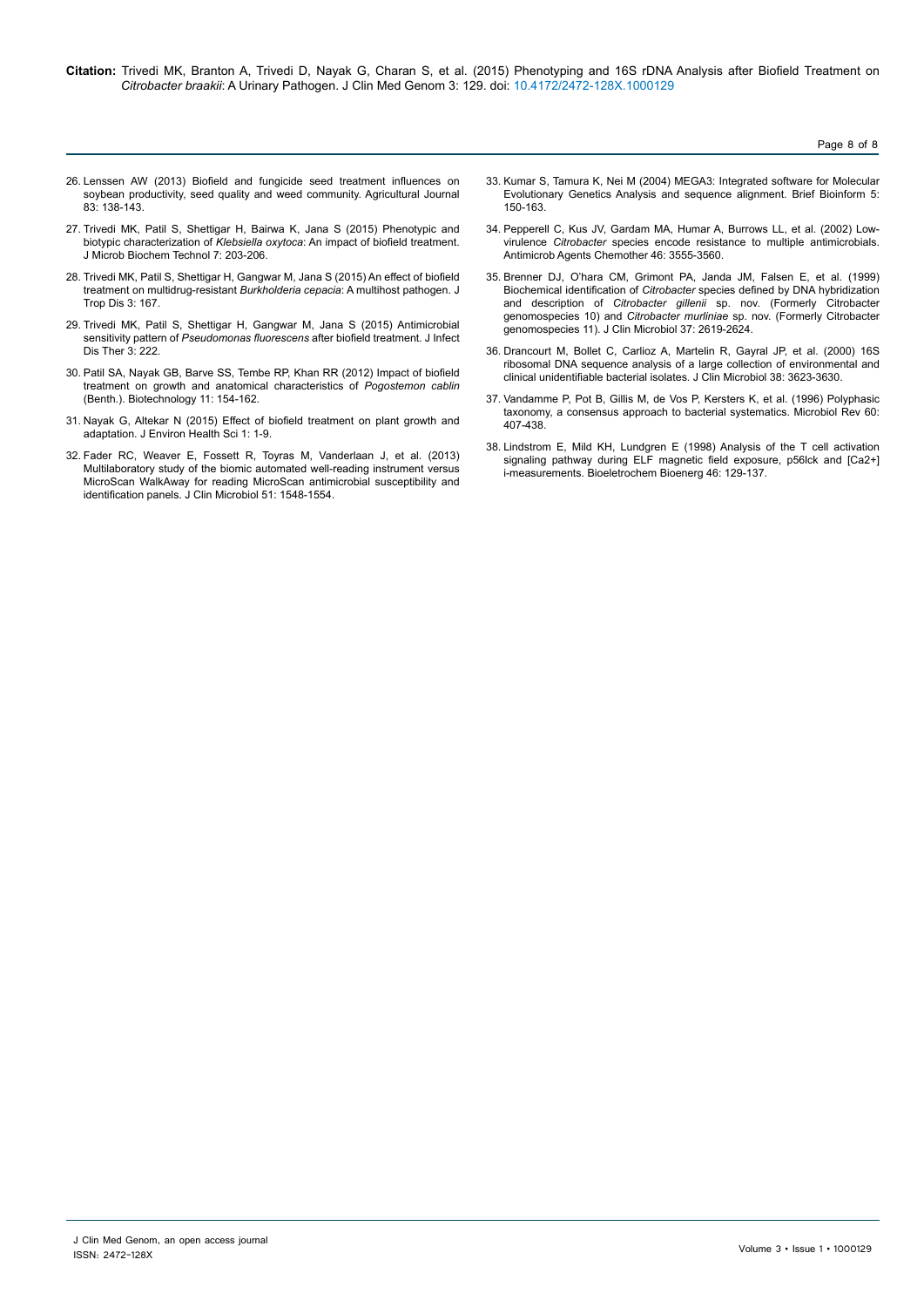26. Lenssen AW (2013) Biofield and fungicide seed treatment influences on soybean productivity, seed quality and weed community. Agricultural Journal 83: 138-143.

27. Trivedi MK, Patil S, Shettigar H, Bairwa K, Jana S (2015) Phenotypic and biotypic characterization of *Klebsiella oxytoca*: An impact of biofield treatment. J Microb Biochem Technol 7: 203-206.

28. Trivedi MK, Patil S, Shettigar H, Gangwar M, Jana S (2015) An effect of biofield treatment on multidrug-resistant *Burkholderia cepacia*: A multihost pathogen. J Trop Dis 3: 167.

29. Trivedi MK, Patil S, Shettigar H, Gangwar M, Jana S (2015) Antimicrobial sensitivity pattern of *Pseudomonas fluorescens* after biofield treatment. J Infect Dis Ther 3: 222.

30. Patil SA, Nayak GB, Barve SS, Tembe RP, Khan RR (2012) Impact of biofield treatment on growth and anatomical characteristics of *Pogostemon cablin* (Benth.). Biotechnology 11: 154-162.

31. Nayak G, Altekar N (2015) Effect of biofield treatment on plant growth and adaptation. J Environ Health Sci 1: 1-9.

32. Fader RC, Weaver E, Fossett R, Toyras M, Vanderlaan J, et al. (2013) Multilaboratory study of the biomic automated well-reading instrument versus MicroScan WalkAway for reading MicroScan antimicrobial susceptibility and identification panels. J Clin Microbiol 51: 1548-1554.

33. Kumar S, Tamura K, Nei M (2004) MEGA3: Integrated software for Molecular Evolutionary Genetics Analysis and sequence alignment. Brief Bioinform 5: 150-163.

34. Pepperell C, Kus JV, Gardam MA, Humar A, Burrows LL, et al. (2002) Low-virulence *Citrobacter* species encode resistance to multiple antimicrobials. Antimicrob Agents Chemother 46: 3555-3560.

35. Brenner DJ, O'hara CM, Grimont PA, Janda JM, Falsen E, et al. (1999) Biochemical identification of *Citrobacter* species defined by DNA hybridization and description of *Citrobacter gillenii* sp. nov. (Formerly Citrobacter genomospecies 10) and *Citrobacter murliniae* sp. nov. (Formerly Citrobacter genomospecies 11). J Clin Microbiol 37: 2619-2624.

36. Drancourt M, Bollet C, Carlioz A, Martelin R, Gayral JP, et al. (2000) 16S ribosomal DNA sequence analysis of a large collection of environmental and clinical unidentifiable bacterial isolates. J Clin Microbiol 38: 3623-3630.

37. Vandamme P, Pot B, Gillis M, de Vos P, Kersters K, et al. (1996) Polyphasic taxonomy, a consensus approach to bacterial systematics. Microbiol Rev 60: 407-438.

38. Lindstrom E, Mild KH, Lundgren E (1998) Analysis of the T cell activation signaling pathway during ELF magnetic field exposure, p56lck and [Ca2+] i-measurements. Bioeletrochem Bioenerg 46: 129-137.